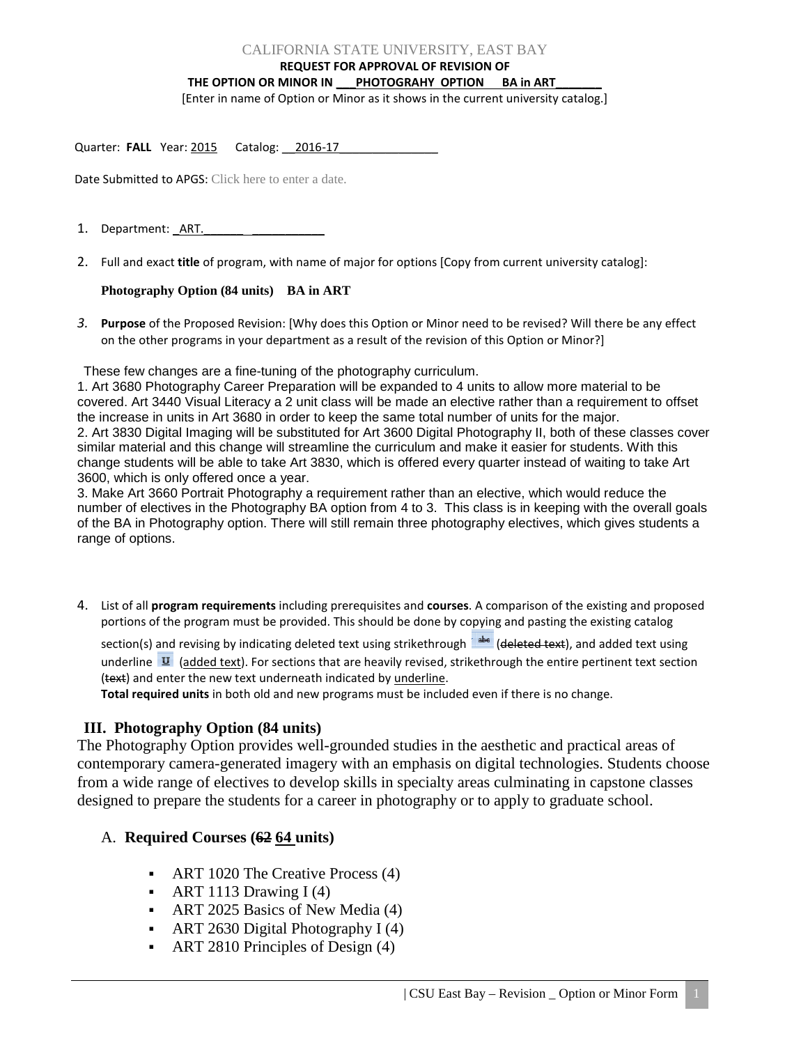CALIFORNIA STATE UNIVERSITY, EAST BAY

**REQUEST FOR APPROVAL OF REVISION OF**

**THE OPTION OR MINOR IN ___PHOTOGRAHY OPTION BA in ART_______**

[Enter in name of Option or Minor as it shows in the current university catalog.]

Quarter: **FALL** Year: 2015 Catalog: __2016-17_______________

Date Submitted to APGS: Click here to enter a date.

1. Department: _ART.______ ___________

2. Full and exact **title** of program, with name of major for options [Copy from current university catalog]:

   **Photography Option (84 units) BA in ART**

3. **Purpose** of the Proposed Revision: [Why does this Option or Minor need to be revised? Will there be any effect on the other programs in your department as a result of the revision of this Option or Minor?]

These few changes are a fine-tuning of the photography curriculum.

1. Art 3680 Photography Career Preparation will be expanded to 4 units to allow more material to be covered. Art 3440 Visual Literacy a 2 unit class will be made an elective rather than a requirement to offset the increase in units in Art 3680 in order to keep the same total number of units for the major.
2. Art 3830 Digital Imaging will be substituted for Art 3600 Digital Photography II, both of these classes cover similar material and this change will streamline the curriculum and make it easier for students. With this change students will be able to take Art 3830, which is offered every quarter instead of waiting to take Art 3600, which is only offered once a year.
3. Make Art 3660 Portrait Photography a requirement rather than an elective, which would reduce the number of electives in the Photography BA option from 4 to 3. This class is in keeping with the overall goals of the BA in Photography option. There will still remain three photography electives, which gives students a range of options.

4. List of all **program requirements** including prerequisites and **courses**. A comparison of the existing and proposed portions of the program must be provided. This should be done by copying and pasting the existing catalog section(s) and revising by indicating deleted text using strikethrough (~~deleted text~~), and added text using underline (<u>added text</u>). For sections that are heavily revised, strikethrough the entire pertinent text section (~~text~~) and enter the new text underneath indicated by <u>underline</u>.
   **Total required units** in both old and new programs must be included even if there is no change.

## III. Photography Option (84 units)

The Photography Option provides well-grounded studies in the aesthetic and practical areas of contemporary camera-generated imagery with an emphasis on digital technologies. Students choose from a wide range of electives to develop skills in specialty areas culminating in capstone classes designed to prepare the students for a career in photography or to apply to graduate school.

### A. **Required Courses (~~62~~ <u>64</u> units)**

- ART 1020 The Creative Process (4)
- ART 1113 Drawing I (4)
- ART 2025 Basics of New Media (4)
- ART 2630 Digital Photography I (4)
- ART 2810 Principles of Design (4)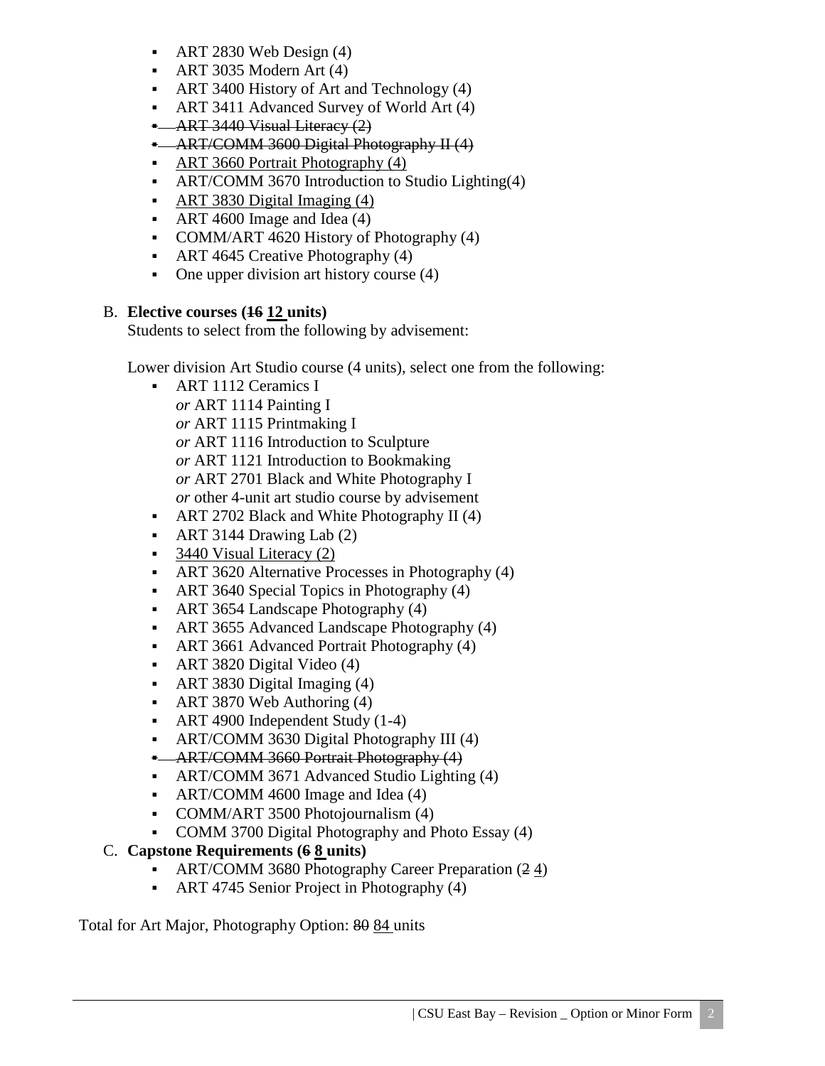- ART 2830 Web Design (4)
- ART 3035 Modern Art (4)
- ART 3400 History of Art and Technology (4)
- ART 3411 Advanced Survey of World Art (4)
- ~~ART 3440 Visual Literacy (2)~~
- ~~ART/COMM 3600 Digital Photography II (4)~~
- <u>ART 3660 Portrait Photography (4)</u>
- ART/COMM 3670 Introduction to Studio Lighting(4)
- <u>ART 3830 Digital Imaging (4)</u>
- ART 4600 Image and Idea (4)
- COMM/ART 4620 History of Photography (4)
- ART 4645 Creative Photography (4)
- One upper division art history course (4)

B. **Elective courses (~~16~~ <u>12</u> units)**
Students to select from the following by advisement:

Lower division Art Studio course (4 units), select one from the following:

- ART 1112 Ceramics I
  *or* ART 1114 Painting I
  *or* ART 1115 Printmaking I
  *or* ART 1116 Introduction to Sculpture
  *or* ART 1121 Introduction to Bookmaking
  *or* ART 2701 Black and White Photography I
  *or* other 4-unit art studio course by advisement
- ART 2702 Black and White Photography II (4)
- ART 3144 Drawing Lab (2)
- <u>3440 Visual Literacy (2)</u>
- ART 3620 Alternative Processes in Photography (4)
- ART 3640 Special Topics in Photography (4)
- ART 3654 Landscape Photography (4)
- ART 3655 Advanced Landscape Photography (4)
- ART 3661 Advanced Portrait Photography (4)
- ART 3820 Digital Video (4)
- ART 3830 Digital Imaging (4)
- ART 3870 Web Authoring (4)
- ART 4900 Independent Study (1-4)
- ART/COMM 3630 Digital Photography III (4)
- ~~ART/COMM 3660 Portrait Photography (4)~~
- ART/COMM 3671 Advanced Studio Lighting (4)
- ART/COMM 4600 Image and Idea (4)
- COMM/ART 3500 Photojournalism (4)
- COMM 3700 Digital Photography and Photo Essay (4)

C. **Capstone Requirements (~~6~~ <u>8</u> units)**

- ART/COMM 3680 Photography Career Preparation (~~2~~ <u>4</u>)
- ART 4745 Senior Project in Photography (4)

Total for Art Major, Photography Option: ~~80~~ <u>84</u> units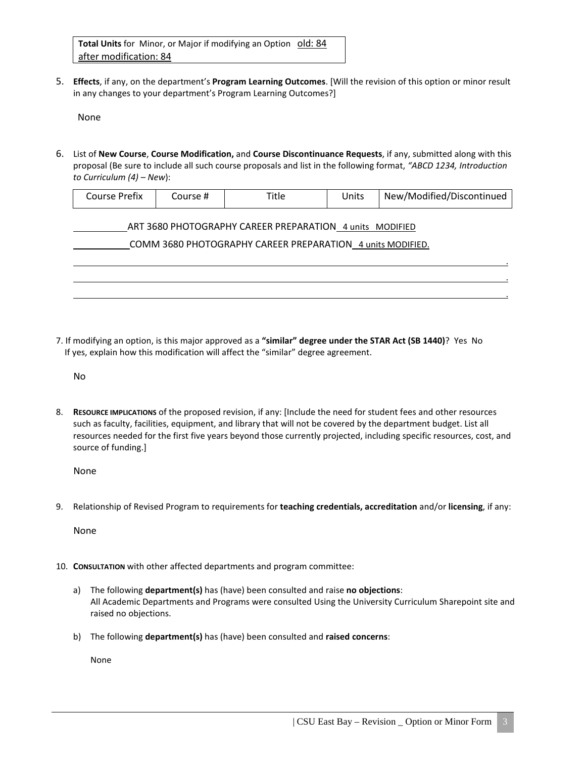| **Total Units** for Minor, or Major if modifying an Option old: 84 after modification: 84 |
|---|

5. **Effects**, if any, on the department's **Program Learning Outcomes**. [Will the revision of this option or minor result in any changes to your department's Program Learning Outcomes?]

   None

6. List of **New Course**, **Course Modification,** and **Course Discontinuance Requests**, if any, submitted along with this proposal (Be sure to include all such course proposals and list in the following format, *"ABCD 1234, Introduction to Curriculum (4) – New"*):

| Course Prefix | Course # | Title | Units | New/Modified/Discontinued |
|---|---|---|---|---|

ART 3680 PHOTOGRAPHY CAREER PREPARATION 4 units MODIFIED

COMM 3680 PHOTOGRAPHY CAREER PREPARATION 4 units MODIFIED.

7. If modifying an option, is this major approved as a **"similar" degree under the STAR Act (SB 1440)**? Yes No
   If yes, explain how this modification will affect the "similar" degree agreement.

   No

8. **Resource implications** of the proposed revision, if any: [Include the need for student fees and other resources such as faculty, facilities, equipment, and library that will not be covered by the department budget. List all resources needed for the first five years beyond those currently projected, including specific resources, cost, and source of funding.]

   None

9. Relationship of Revised Program to requirements for **teaching credentials, accreditation** and/or **licensing**, if any:

   None

10. **Consultation** with other affected departments and program committee:

    a) The following **department(s)** has (have) been consulted and raise **no objections**:
       All Academic Departments and Programs were consulted Using the University Curriculum Sharepoint site and raised no objections.

    b) The following **department(s)** has (have) been consulted and **raised concerns**:

       None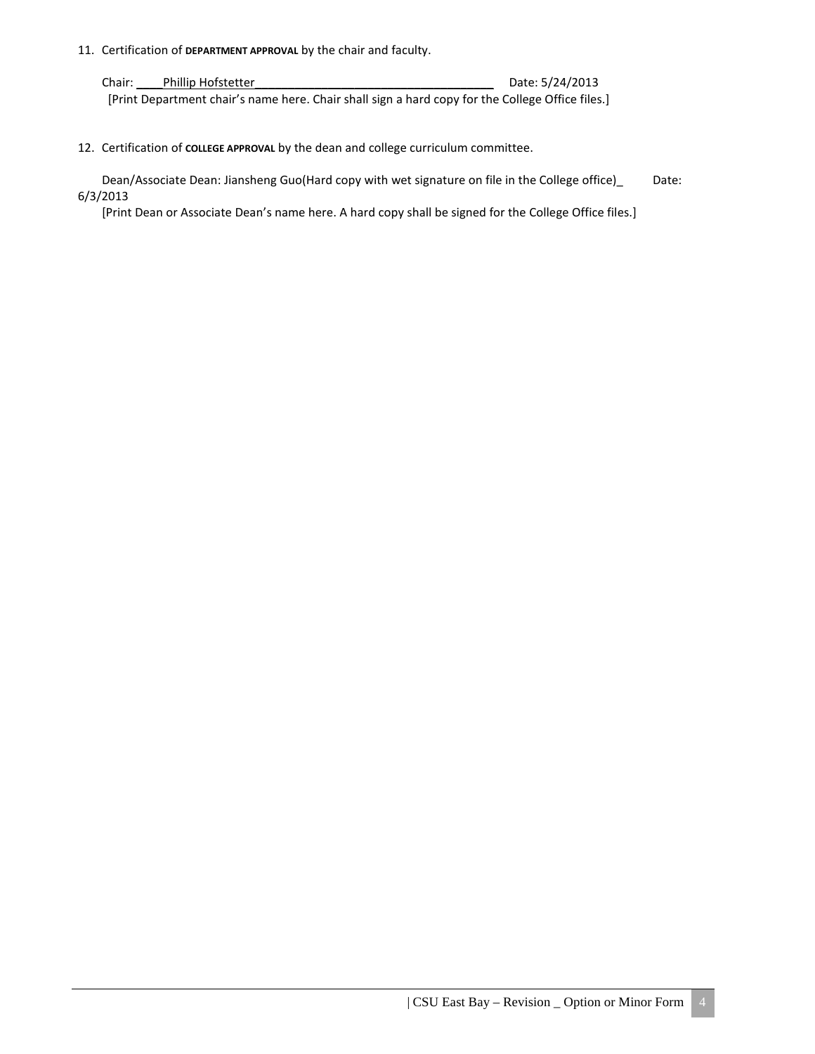11. Certification of **DEPARTMENT APPROVAL** by the chair and faculty.

    Chair: ____Phillip Hofstetter_____________________________________ Date: 5/24/2013
    [Print Department chair's name here. Chair shall sign a hard copy for the College Office files.]

12. Certification of **COLLEGE APPROVAL** by the dean and college curriculum committee.

    Dean/Associate Dean: Jiansheng Guo(Hard copy with wet signature on file in the College office)_ Date: 6/3/2013
    [Print Dean or Associate Dean's name here. A hard copy shall be signed for the College Office files.]